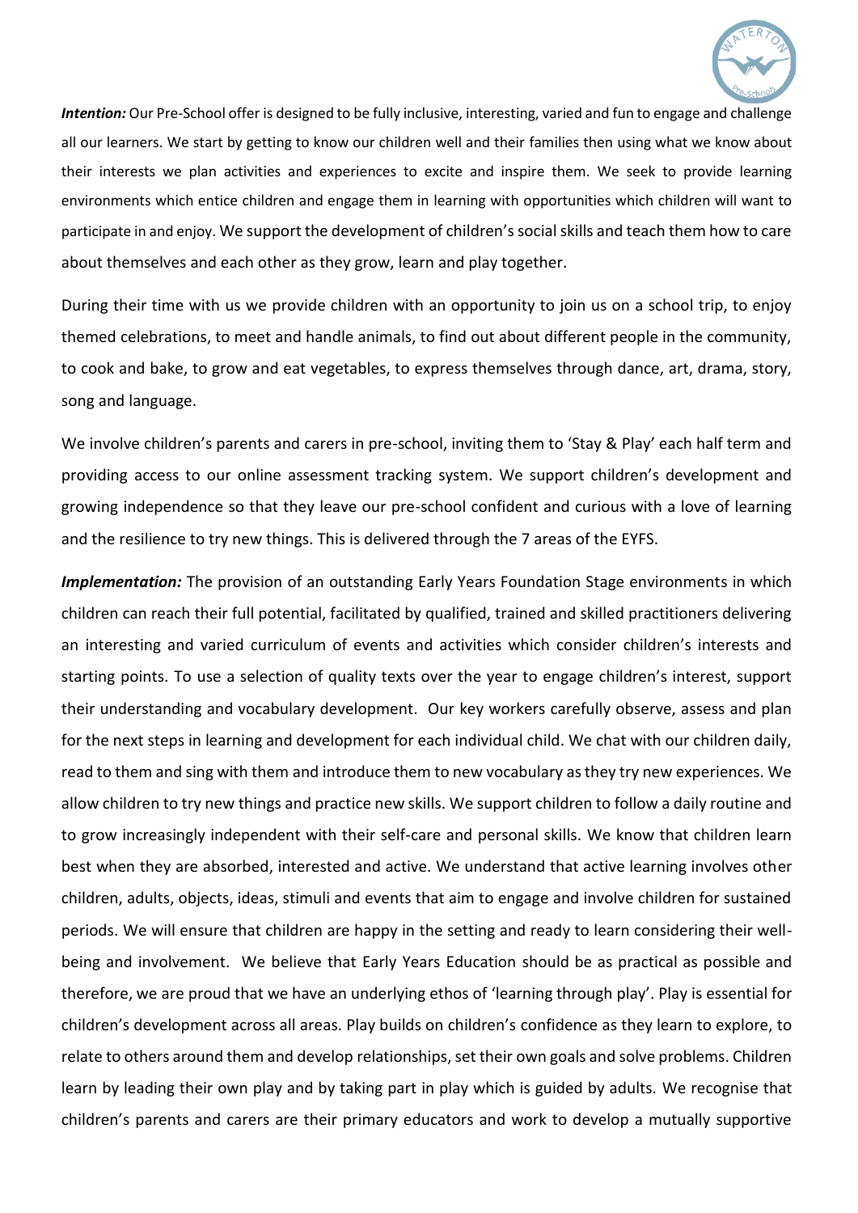***Intention:*** Our Pre-School offer is designed to be fully inclusive, interesting, varied and fun to engage and challenge all our learners. We start by getting to know our children well and their families then using what we know about their interests we plan activities and experiences to excite and inspire them. We seek to provide learning environments which entice children and engage them in learning with opportunities which children will want to participate in and enjoy. We support the development of children's social skills and teach them how to care about themselves and each other as they grow, learn and play together.

During their time with us we provide children with an opportunity to join us on a school trip, to enjoy themed celebrations, to meet and handle animals, to find out about different people in the community, to cook and bake, to grow and eat vegetables, to express themselves through dance, art, drama, story, song and language.

We involve children's parents and carers in pre-school, inviting them to 'Stay & Play' each half term and providing access to our online assessment tracking system. We support children's development and growing independence so that they leave our pre-school confident and curious with a love of learning and the resilience to try new things. This is delivered through the 7 areas of the EYFS.

***Implementation:*** The provision of an outstanding Early Years Foundation Stage environments in which children can reach their full potential, facilitated by qualified, trained and skilled practitioners delivering an interesting and varied curriculum of events and activities which consider children's interests and starting points. To use a selection of quality texts over the year to engage children's interest, support their understanding and vocabulary development. Our key workers carefully observe, assess and plan for the next steps in learning and development for each individual child. We chat with our children daily, read to them and sing with them and introduce them to new vocabulary as they try new experiences. We allow children to try new things and practice new skills. We support children to follow a daily routine and to grow increasingly independent with their self-care and personal skills. We know that children learn best when they are absorbed, interested and active. We understand that active learning involves other children, adults, objects, ideas, stimuli and events that aim to engage and involve children for sustained periods. We will ensure that children are happy in the setting and ready to learn considering their well-being and involvement. We believe that Early Years Education should be as practical as possible and therefore, we are proud that we have an underlying ethos of 'learning through play'. Play is essential for children's development across all areas. Play builds on children's confidence as they learn to explore, to relate to others around them and develop relationships, set their own goals and solve problems. Children learn by leading their own play and by taking part in play which is guided by adults. We recognise that children's parents and carers are their primary educators and work to develop a mutually supportive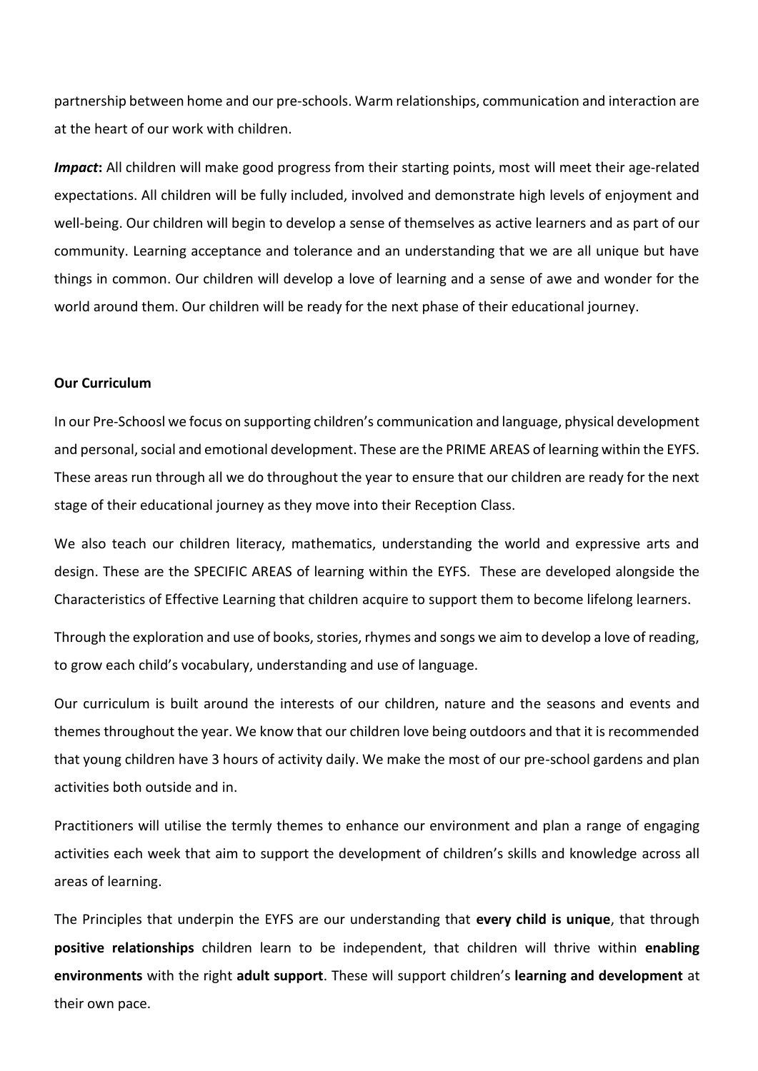partnership between home and our pre-schools. Warm relationships, communication and interaction are at the heart of our work with children.

***Impact*****:** All children will make good progress from their starting points, most will meet their age-related expectations. All children will be fully included, involved and demonstrate high levels of enjoyment and well-being. Our children will begin to develop a sense of themselves as active learners and as part of our community. Learning acceptance and tolerance and an understanding that we are all unique but have things in common. Our children will develop a love of learning and a sense of awe and wonder for the world around them. Our children will be ready for the next phase of their educational journey.

**Our Curriculum**

In our Pre-Schoosl we focus on supporting children's communication and language, physical development and personal, social and emotional development. These are the PRIME AREAS of learning within the EYFS. These areas run through all we do throughout the year to ensure that our children are ready for the next stage of their educational journey as they move into their Reception Class.

We also teach our children literacy, mathematics, understanding the world and expressive arts and design. These are the SPECIFIC AREAS of learning within the EYFS. These are developed alongside the Characteristics of Effective Learning that children acquire to support them to become lifelong learners.

Through the exploration and use of books, stories, rhymes and songs we aim to develop a love of reading, to grow each child's vocabulary, understanding and use of language.

Our curriculum is built around the interests of our children, nature and the seasons and events and themes throughout the year. We know that our children love being outdoors and that it is recommended that young children have 3 hours of activity daily. We make the most of our pre-school gardens and plan activities both outside and in.

Practitioners will utilise the termly themes to enhance our environment and plan a range of engaging activities each week that aim to support the development of children's skills and knowledge across all areas of learning.

The Principles that underpin the EYFS are our understanding that **every child is unique**, that through **positive relationships** children learn to be independent, that children will thrive within **enabling environments** with the right **adult support**. These will support children's **learning and development** at their own pace.